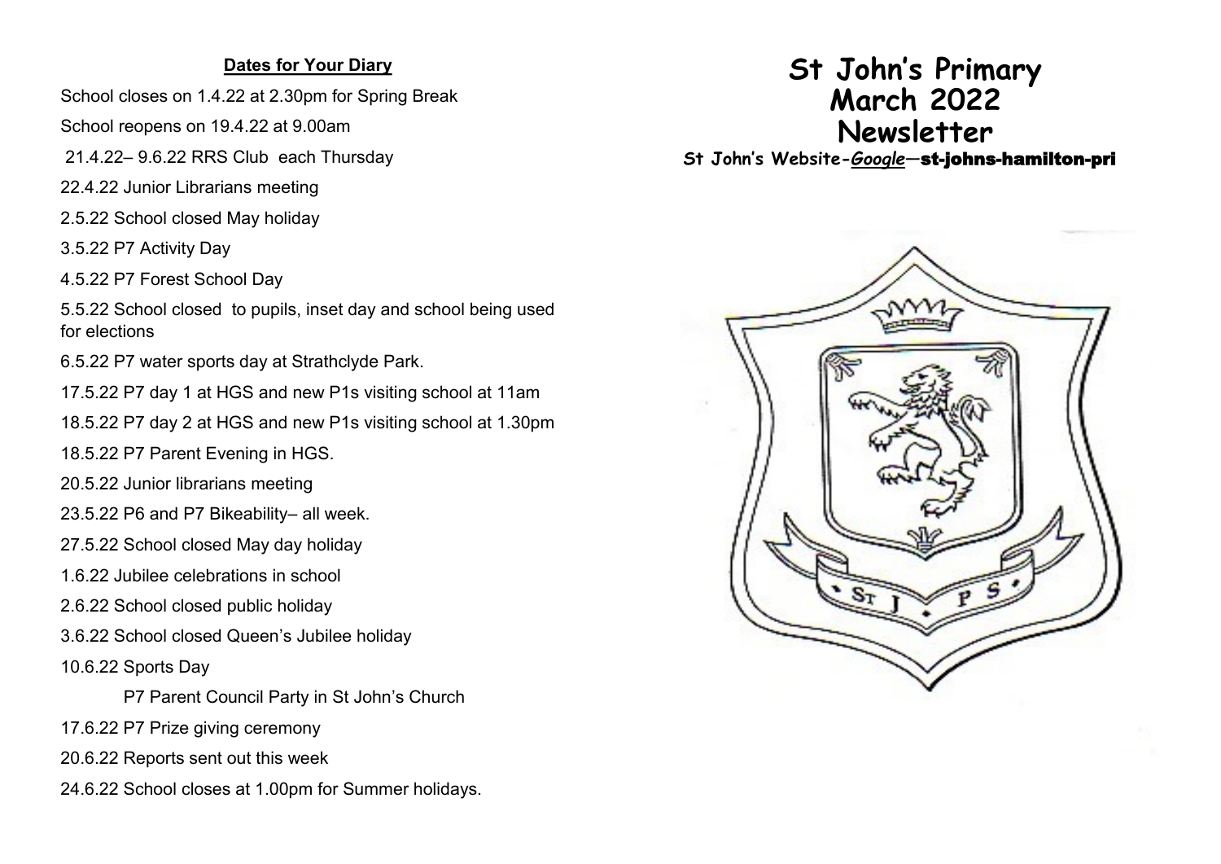# St John's Primary
# March 2022
# Newsletter

**St John's Website-*Google*—st-johns-hamilton-pri**

**Dates for Your Diary**

School closes on 1.4.22 at 2.30pm for Spring Break

School reopens on 19.4.22 at 9.00am

21.4.22– 9.6.22 RRS Club each Thursday

22.4.22 Junior Librarians meeting

2.5.22 School closed May holiday

3.5.22 P7 Activity Day

4.5.22 P7 Forest School Day

5.5.22 School closed to pupils, inset day and school being used for elections

6.5.22 P7 water sports day at Strathclyde Park.

17.5.22 P7 day 1 at HGS and new P1s visiting school at 11am

18.5.22 P7 day 2 at HGS and new P1s visiting school at 1.30pm

18.5.22 P7 Parent Evening in HGS.

20.5.22 Junior librarians meeting

23.5.22 P6 and P7 Bikeability– all week.

27.5.22 School closed May day holiday

1.6.22 Jubilee celebrations in school

2.6.22 School closed public holiday

3.6.22 School closed Queen's Jubilee holiday

10.6.22 Sports Day

P7 Parent Council Party in St John's Church

17.6.22 P7 Prize giving ceremony

20.6.22 Reports sent out this week

24.6.22 School closes at 1.00pm for Summer holidays.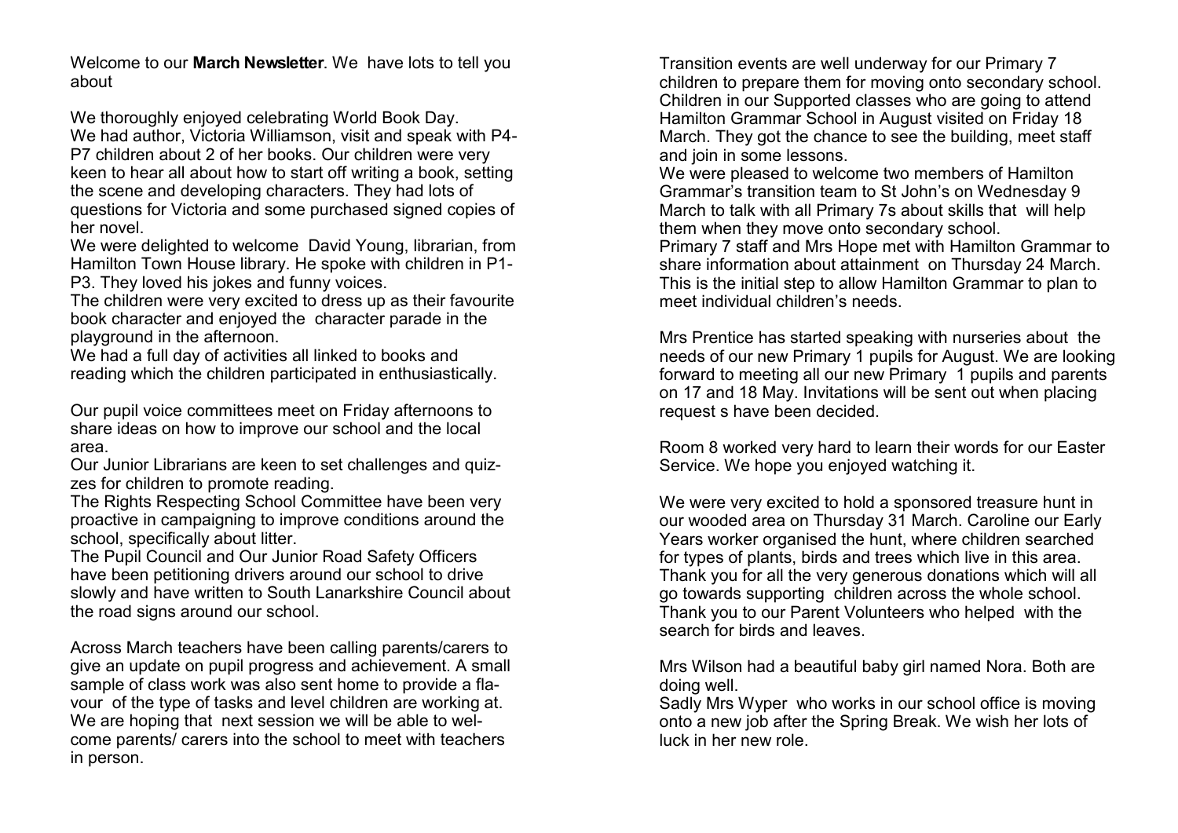Welcome to our **March Newsletter**. We have lots to tell you about

We thoroughly enjoyed celebrating World Book Day.
We had author, Victoria Williamson, visit and speak with P4-P7 children about 2 of her books. Our children were very keen to hear all about how to start off writing a book, setting the scene and developing characters. They had lots of questions for Victoria and some purchased signed copies of her novel.
We were delighted to welcome David Young, librarian, from Hamilton Town House library. He spoke with children in P1-P3. They loved his jokes and funny voices.
The children were very excited to dress up as their favourite book character and enjoyed the character parade in the playground in the afternoon.
We had a full day of activities all linked to books and reading which the children participated in enthusiastically.

Our pupil voice committees meet on Friday afternoons to share ideas on how to improve our school and the local area.
Our Junior Librarians are keen to set challenges and quizzes for children to promote reading.
The Rights Respecting School Committee have been very proactive in campaigning to improve conditions around the school, specifically about litter.
The Pupil Council and Our Junior Road Safety Officers have been petitioning drivers around our school to drive slowly and have written to South Lanarkshire Council about the road signs around our school.

Across March teachers have been calling parents/carers to give an update on pupil progress and achievement. A small sample of class work was also sent home to provide a flavour of the type of tasks and level children are working at. We are hoping that next session we will be able to welcome parents/ carers into the school to meet with teachers in person.

Transition events are well underway for our Primary 7 children to prepare them for moving onto secondary school. Children in our Supported classes who are going to attend Hamilton Grammar School in August visited on Friday 18 March. They got the chance to see the building, meet staff and join in some lessons.
We were pleased to welcome two members of Hamilton Grammar's transition team to St John's on Wednesday 9 March to talk with all Primary 7s about skills that will help them when they move onto secondary school.
Primary 7 staff and Mrs Hope met with Hamilton Grammar to share information about attainment on Thursday 24 March. This is the initial step to allow Hamilton Grammar to plan to meet individual children's needs.

Mrs Prentice has started speaking with nurseries about the needs of our new Primary 1 pupils for August. We are looking forward to meeting all our new Primary 1 pupils and parents on 17 and 18 May. Invitations will be sent out when placing request s have been decided.

Room 8 worked very hard to learn their words for our Easter Service. We hope you enjoyed watching it.

We were very excited to hold a sponsored treasure hunt in our wooded area on Thursday 31 March. Caroline our Early Years worker organised the hunt, where children searched for types of plants, birds and trees which live in this area. Thank you for all the very generous donations which will all go towards supporting children across the whole school. Thank you to our Parent Volunteers who helped with the search for birds and leaves.

Mrs Wilson had a beautiful baby girl named Nora. Both are doing well.
Sadly Mrs Wyper who works in our school office is moving onto a new job after the Spring Break. We wish her lots of luck in her new role.